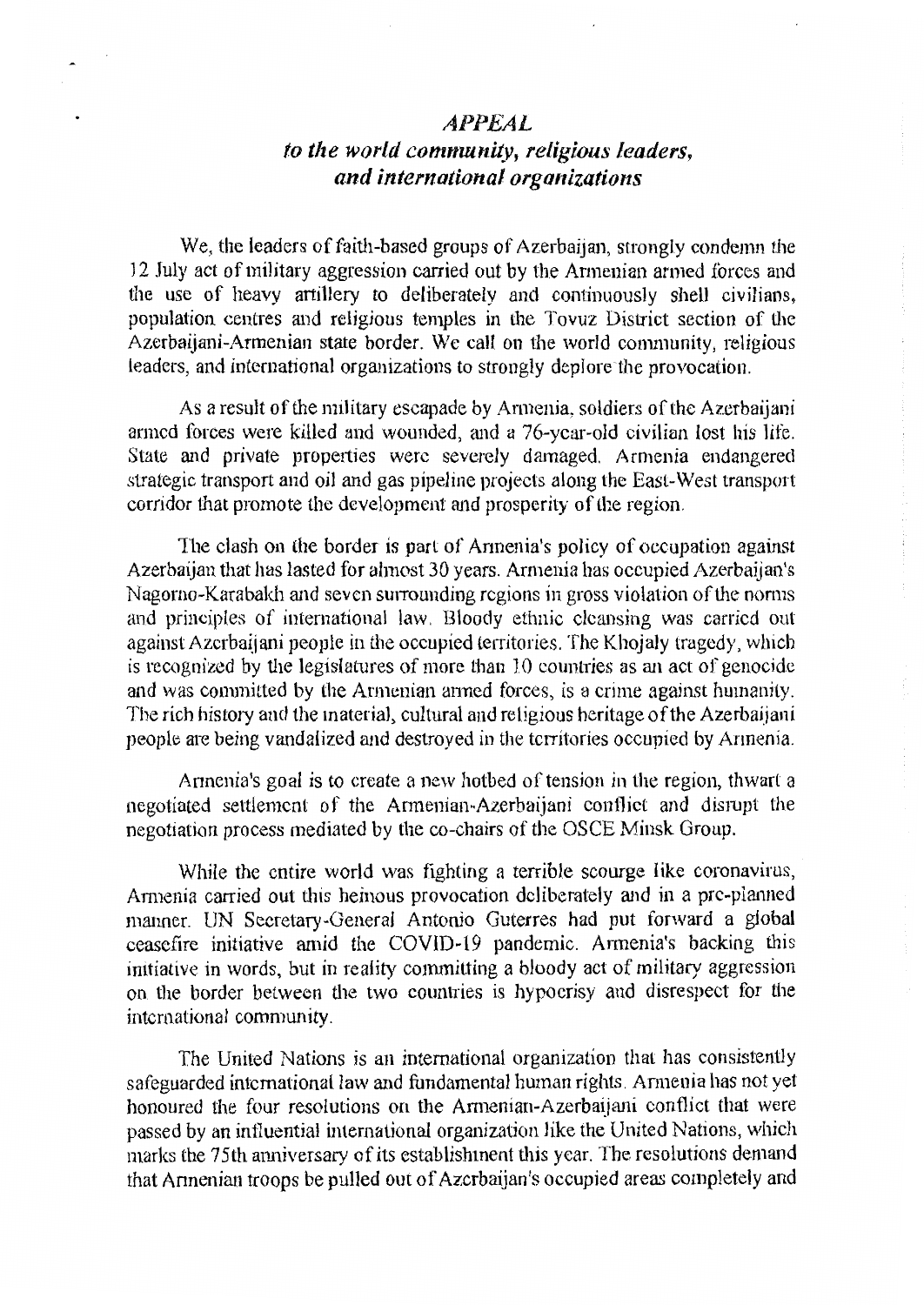# *APPEAL*
## *to the world community, religious leaders, and international organizations*

We, the leaders of faith-based groups of Azerbaijan, strongly condemn the 12 July act of military aggression carried out by the Armenian armed forces and the use of heavy artillery to deliberately and continuously shell civilians, population centres and religious temples in the Tovuz District section of the Azerbaijani-Armenian state border. We call on the world community, religious leaders, and international organizations to strongly deplore the provocation.

As a result of the military escapade by Armenia, soldiers of the Azerbaijani armed forces were killed and wounded, and a 76-year-old civilian lost his life. State and private properties were severely damaged. Armenia endangered strategic transport and oil and gas pipeline projects along the East-West transport corridor that promote the development and prosperity of the region.

The clash on the border is part of Armenia's policy of occupation against Azerbaijan that has lasted for almost 30 years. Armenia has occupied Azerbaijan's Nagorno-Karabakh and seven surrounding regions in gross violation of the norms and principles of international law. Bloody ethnic cleansing was carried out against Azerbaijani people in the occupied territories. The Khojaly tragedy, which is recognized by the legislatures of more than 10 countries as an act of genocide and was committed by the Armenian armed forces, is a crime against humanity. The rich history and the material, cultural and religious heritage of the Azerbaijani people are being vandalized and destroyed in the territories occupied by Armenia.

Armenia's goal is to create a new hotbed of tension in the region, thwart a negotiated settlement of the Armenian-Azerbaijani conflict and disrupt the negotiation process mediated by the co-chairs of the OSCE Minsk Group.

While the entire world was fighting a terrible scourge like coronavirus, Armenia carried out this heinous provocation deliberately and in a pre-planned manner. UN Secretary-General Antonio Guterres had put forward a global ceasefire initiative amid the COVID-19 pandemic. Armenia's backing this initiative in words, but in reality committing a bloody act of military aggression on the border between the two countries is hypocrisy and disrespect for the international community.

The United Nations is an international organization that has consistently safeguarded international law and fundamental human rights. Armenia has not yet honoured the four resolutions on the Armenian-Azerbaijani conflict that were passed by an influential international organization like the United Nations, which marks the 75th anniversary of its establishment this year. The resolutions demand that Armenian troops be pulled out of Azerbaijan's occupied areas completely and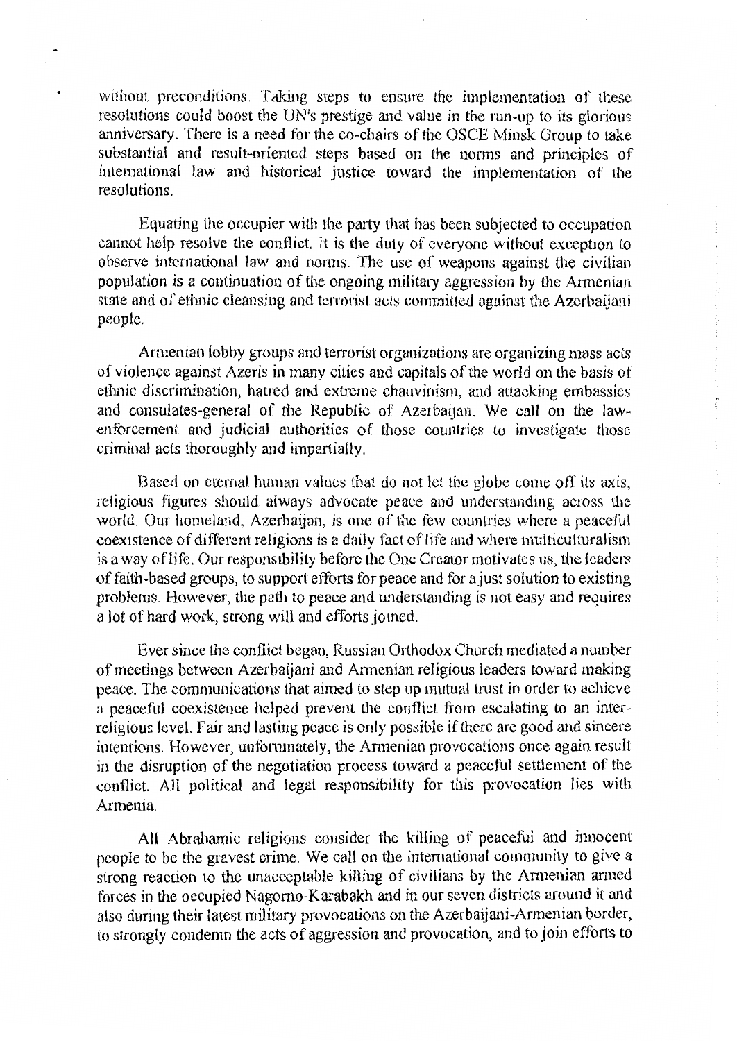without preconditions. Taking steps to ensure the implementation of these resolutions could boost the UN's prestige and value in the run-up to its glorious anniversary. There is a need for the co-chairs of the OSCE Minsk Group to take substantial and result-oriented steps based on the norms and principles of international law and historical justice toward the implementation of the resolutions.

Equating the occupier with the party that has been subjected to occupation cannot help resolve the conflict. It is the duty of everyone without exception to observe international law and norms. The use of weapons against the civilian population is a continuation of the ongoing military aggression by the Armenian state and of ethnic cleansing and terrorist acts committed against the Azerbaijani people.

Armenian lobby groups and terrorist organizations are organizing mass acts of violence against Azeris in many cities and capitals of the world on the basis of ethnic discrimination, hatred and extreme chauvinism, and attacking embassies and consulates-general of the Republic of Azerbaijan. We call on the law-enforcement and judicial authorities of those countries to investigate those criminal acts thoroughly and impartially.

Based on eternal human values that do not let the globe come off its axis, religious figures should always advocate peace and understanding across the world. Our homeland, Azerbaijan, is one of the few countries where a peaceful coexistence of different religions is a daily fact of life and where multiculturalism is a way of life. Our responsibility before the One Creator motivates us, the leaders of faith-based groups, to support efforts for peace and for a just solution to existing problems. However, the path to peace and understanding is not easy and requires a lot of hard work, strong will and efforts joined.

Ever since the conflict began, Russian Orthodox Church mediated a number of meetings between Azerbaijani and Armenian religious leaders toward making peace. The communications that aimed to step up mutual trust in order to achieve a peaceful coexistence helped prevent the conflict from escalating to an inter-religious level. Fair and lasting peace is only possible if there are good and sincere intentions. However, unfortunately, the Armenian provocations once again result in the disruption of the negotiation process toward a peaceful settlement of the conflict. All political and legal responsibility for this provocation lies with Armenia.

All Abrahamic religions consider the killing of peaceful and innocent people to be the gravest crime. We call on the international community to give a strong reaction to the unacceptable killing of civilians by the Armenian armed forces in the occupied Nagorno-Karabakh and in our seven districts around it and also during their latest military provocations on the Azerbaijani-Armenian border, to strongly condemn the acts of aggression and provocation, and to join efforts to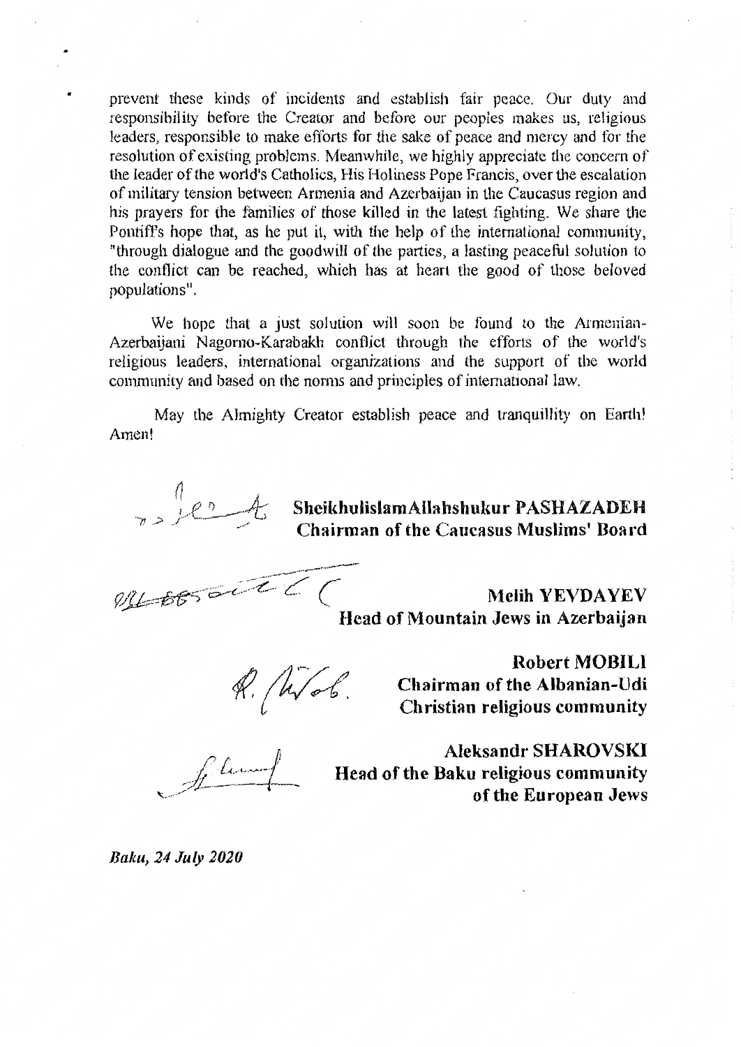prevent these kinds of incidents and establish fair peace. Our duty and responsibility before the Creator and before our peoples makes us, religious leaders, responsible to make efforts for the sake of peace and mercy and for the resolution of existing problems. Meanwhile, we highly appreciate the concern of the leader of the world's Catholics, His Holiness Pope Francis, over the escalation of military tension between Armenia and Azerbaijan in the Caucasus region and his prayers for the families of those killed in the latest fighting. We share the Pontiff's hope that, as he put it, with the help of the international community, "through dialogue and the goodwill of the parties, a lasting peaceful solution to the conflict can be reached, which has at heart the good of those beloved populations".

We hope that a just solution will soon be found to the Armenian-Azerbaijani Nagorno-Karabakh conflict through the efforts of the world's religious leaders, international organizations and the support of the world community and based on the norms and principles of international law.

May the Almighty Creator establish peace and tranquillity on Earth! Amen!

**SheikhulislamAllahshukur PASHAZADEH**
**Chairman of the Caucasus Muslims' Board**

**Melih YEVDAYEV**
**Head of Mountain Jews in Azerbaijan**

**Robert MOBILI**
**Chairman of the Albanian-Udi Christian religious community**

**Aleksandr SHAROVSKI**
**Head of the Baku religious community of the European Jews**

***Baku, 24 July 2020***